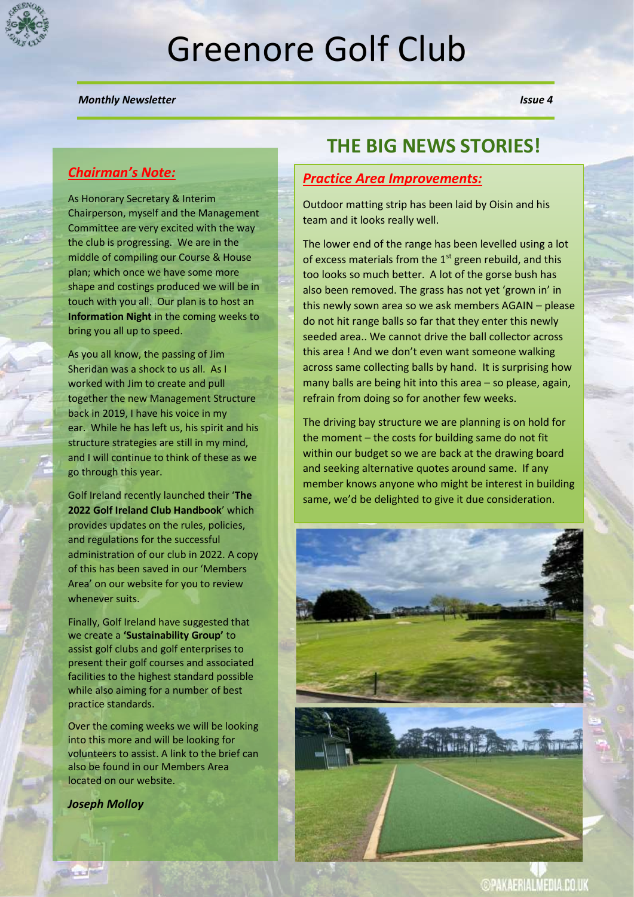# Greenore Golf Club

***Monthly Newsletter*** ***Issue 4***

## ***Chairman's Note:***

As Honorary Secretary & Interim Chairperson, myself and the Management Committee are very excited with the way the club is progressing. We are in the middle of compiling our Course & House plan; which once we have some more shape and costings produced we will be in touch with you all. Our plan is to host an **Information Night** in the coming weeks to bring you all up to speed.

As you all know, the passing of Jim Sheridan was a shock to us all. As I worked with Jim to create and pull together the new Management Structure back in 2019, I have his voice in my ear. While he has left us, his spirit and his structure strategies are still in my mind, and I will continue to think of these as we go through this year.

Golf Ireland recently launched their '**The 2022 Golf Ireland Club Handbook**' which provides updates on the rules, policies, and regulations for the successful administration of our club in 2022. A copy of this has been saved in our 'Members Area' on our website for you to review whenever suits.

Finally, Golf Ireland have suggested that we create a **'Sustainability Group'** to assist golf clubs and golf enterprises to present their golf courses and associated facilities to the highest standard possible while also aiming for a number of best practice standards.

Over the coming weeks we will be looking into this more and will be looking for volunteers to assist. A link to the brief can also be found in our Members Area located on our website.

***Joseph Molloy***

# THE BIG NEWS STORIES!

## ***Practice Area Improvements:***

Outdoor matting strip has been laid by Oisin and his team and it looks really well.

The lower end of the range has been levelled using a lot of excess materials from the 1st green rebuild, and this too looks so much better. A lot of the gorse bush has also been removed. The grass has not yet 'grown in' in this newly sown area so we ask members AGAIN – please do not hit range balls so far that they enter this newly seeded area.. We cannot drive the ball collector across this area ! And we don't even want someone walking across same collecting balls by hand. It is surprising how many balls are being hit into this area – so please, again, refrain from doing so for another few weeks.

The driving bay structure we are planning is on hold for the moment – the costs for building same do not fit within our budget so we are back at the drawing board and seeking alternative quotes around same. If any member knows anyone who might be interest in building same, we'd be delighted to give it due consideration.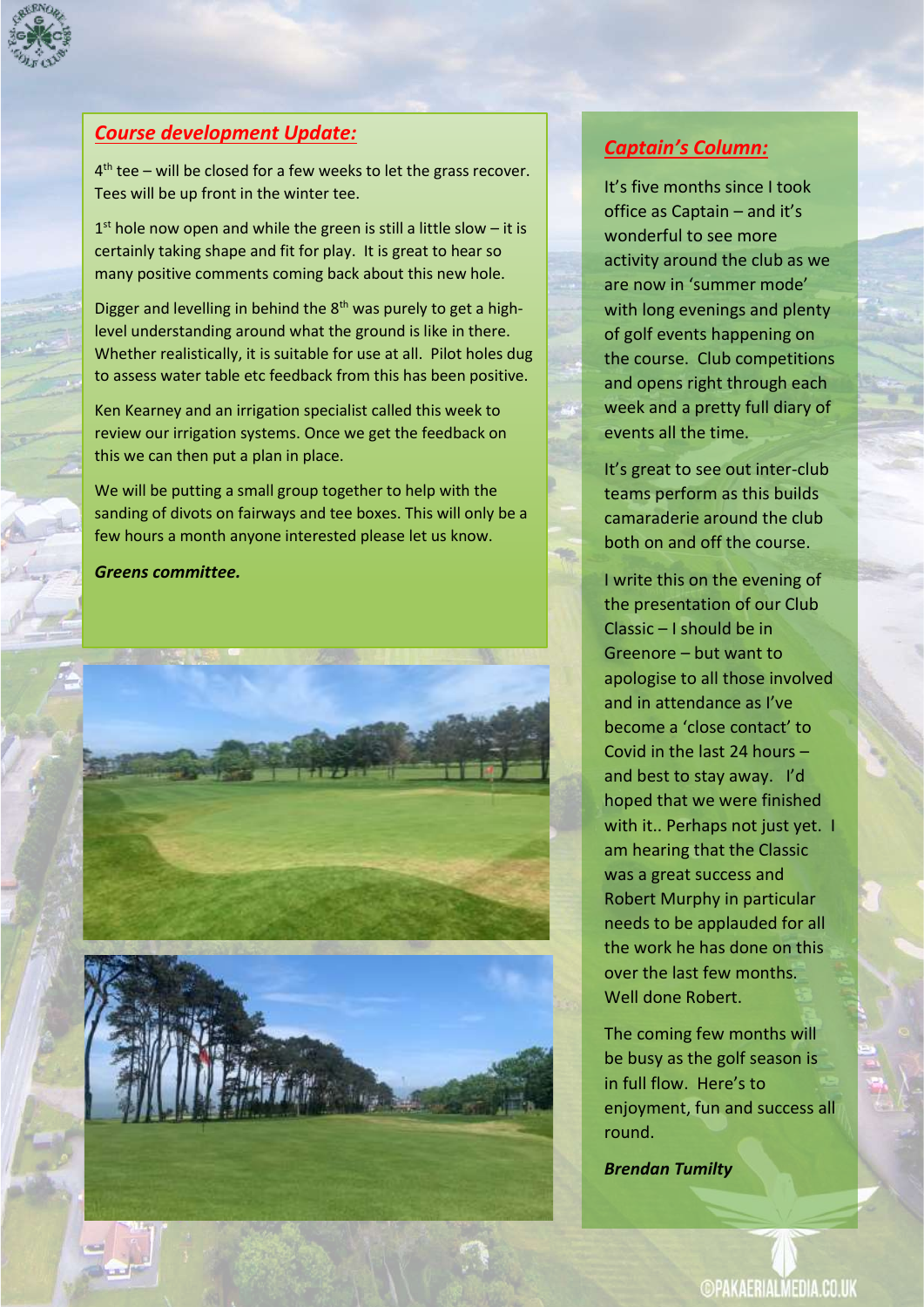## *Course development Update:*

4th tee – will be closed for a few weeks to let the grass recover. Tees will be up front in the winter tee.

1st hole now open and while the green is still a little slow – it is certainly taking shape and fit for play. It is great to hear so many positive comments coming back about this new hole.

Digger and levelling in behind the 8th was purely to get a high-level understanding around what the ground is like in there. Whether realistically, it is suitable for use at all. Pilot holes dug to assess water table etc feedback from this has been positive.

Ken Kearney and an irrigation specialist called this week to review our irrigation systems. Once we get the feedback on this we can then put a plan in place.

We will be putting a small group together to help with the sanding of divots on fairways and tee boxes. This will only be a few hours a month anyone interested please let us know.

***Greens committee.***

## *Captain's Column:*

It's five months since I took office as Captain – and it's wonderful to see more activity around the club as we are now in 'summer mode' with long evenings and plenty of golf events happening on the course. Club competitions and opens right through each week and a pretty full diary of events all the time.

It's great to see out inter-club teams perform as this builds camaraderie around the club both on and off the course.

I write this on the evening of the presentation of our Club Classic – I should be in Greenore – but want to apologise to all those involved and in attendance as I've become a 'close contact' to Covid in the last 24 hours – and best to stay away. I'd hoped that we were finished with it.. Perhaps not just yet. I am hearing that the Classic was a great success and Robert Murphy in particular needs to be applauded for all the work he has done on this over the last few months. Well done Robert.

The coming few months will be busy as the golf season is in full flow. Here's to enjoyment, fun and success all round.

***Brendan Tumilty***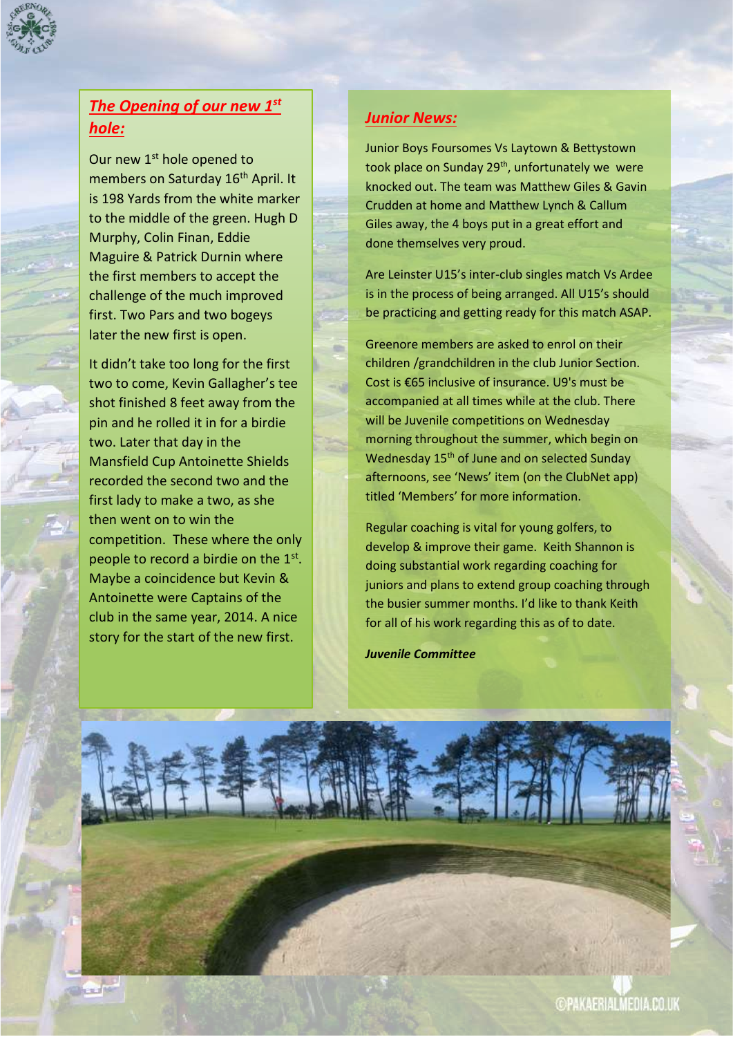## *The Opening of our new 1st hole:*

Our new 1st hole opened to members on Saturday 16th April. It is 198 Yards from the white marker to the middle of the green. Hugh D Murphy, Colin Finan, Eddie Maguire & Patrick Durnin where the first members to accept the challenge of the much improved first. Two Pars and two bogeys later the new first is open.

It didn't take too long for the first two to come, Kevin Gallagher's tee shot finished 8 feet away from the pin and he rolled it in for a birdie two. Later that day in the Mansfield Cup Antoinette Shields recorded the second two and the first lady to make a two, as she then went on to win the competition. These where the only people to record a birdie on the 1st. Maybe a coincidence but Kevin & Antoinette were Captains of the club in the same year, 2014. A nice story for the start of the new first.

## *Junior News:*

Junior Boys Foursomes Vs Laytown & Bettystown took place on Sunday 29th, unfortunately we were knocked out. The team was Matthew Giles & Gavin Crudden at home and Matthew Lynch & Callum Giles away, the 4 boys put in a great effort and done themselves very proud.

Are Leinster U15's inter-club singles match Vs Ardee is in the process of being arranged. All U15's should be practicing and getting ready for this match ASAP.

Greenore members are asked to enrol on their children /grandchildren in the club Junior Section. Cost is €65 inclusive of insurance. U9's must be accompanied at all times while at the club. There will be Juvenile competitions on Wednesday morning throughout the summer, which begin on Wednesday 15th of June and on selected Sunday afternoons, see 'News' item (on the ClubNet app) titled 'Members' for more information.

Regular coaching is vital for young golfers, to develop & improve their game. Keith Shannon is doing substantial work regarding coaching for juniors and plans to extend group coaching through the busier summer months. I'd like to thank Keith for all of his work regarding this as of to date.

***Juvenile Committee***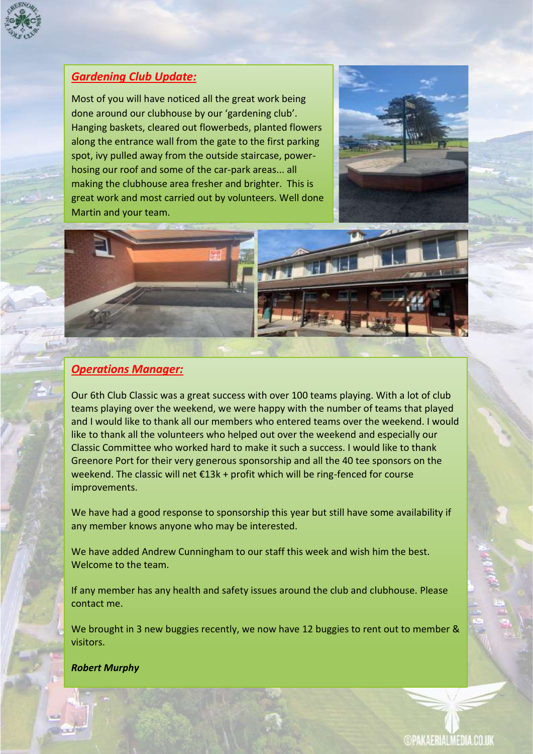## *Gardening Club Update:*

Most of you will have noticed all the great work being done around our clubhouse by our 'gardening club'. Hanging baskets, cleared out flowerbeds, planted flowers along the entrance wall from the gate to the first parking spot, ivy pulled away from the outside staircase, power-hosing our roof and some of the car-park areas... all making the clubhouse area fresher and brighter. This is great work and most carried out by volunteers. Well done Martin and your team.

## *Operations Manager:*

Our 6th Club Classic was a great success with over 100 teams playing. With a lot of club teams playing over the weekend, we were happy with the number of teams that played and I would like to thank all our members who entered teams over the weekend. I would like to thank all the volunteers who helped out over the weekend and especially our Classic Committee who worked hard to make it such a success. I would like to thank Greenore Port for their very generous sponsorship and all the 40 tee sponsors on the weekend. The classic will net €13k + profit which will be ring-fenced for course improvements.

We have had a good response to sponsorship this year but still have some availability if any member knows anyone who may be interested.

We have added Andrew Cunningham to our staff this week and wish him the best. Welcome to the team.

If any member has any health and safety issues around the club and clubhouse. Please contact me.

We brought in 3 new buggies recently, we now have 12 buggies to rent out to member & visitors.

***Robert Murphy***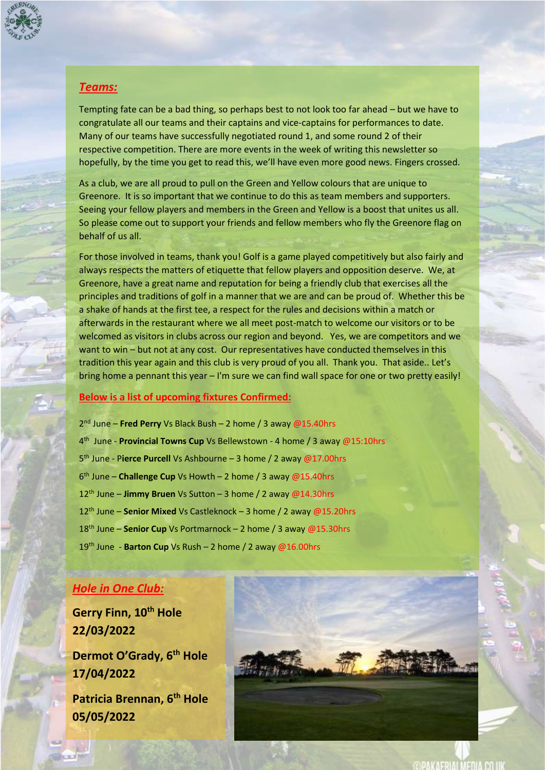## *Teams:*

Tempting fate can be a bad thing, so perhaps best to not look too far ahead – but we have to congratulate all our teams and their captains and vice-captains for performances to date. Many of our teams have successfully negotiated round 1, and some round 2 of their respective competition. There are more events in the week of writing this newsletter so hopefully, by the time you get to read this, we'll have even more good news. Fingers crossed.

As a club, we are all proud to pull on the Green and Yellow colours that are unique to Greenore. It is so important that we continue to do this as team members and supporters. Seeing your fellow players and members in the Green and Yellow is a boost that unites us all. So please come out to support your friends and fellow members who fly the Greenore flag on behalf of us all.

For those involved in teams, thank you! Golf is a game played competitively but also fairly and always respects the matters of etiquette that fellow players and opposition deserve. We, at Greenore, have a great name and reputation for being a friendly club that exercises all the principles and traditions of golf in a manner that we are and can be proud of. Whether this be a shake of hands at the first tee, a respect for the rules and decisions within a match or afterwards in the restaurant where we all meet post-match to welcome our visitors or to be welcomed as visitors in clubs across our region and beyond. Yes, we are competitors and we want to win – but not at any cost. Our representatives have conducted themselves in this tradition this year again and this club is very proud of you all. Thank you. That aside.. Let's bring home a pennant this year – I'm sure we can find wall space for one or two pretty easily!

**Below is a list of upcoming fixtures Confirmed:**

2nd June – **Fred Perry** Vs Black Bush – 2 home / 3 away @15.40hrs

4th June - **Provincial Towns Cup** Vs Bellewstown - 4 home / 3 away @15:10hrs

5th June - **Pierce Purcell** Vs Ashbourne – 3 home / 2 away @17.00hrs

6th June – **Challenge Cup** Vs Howth – 2 home / 3 away @15.40hrs

12th June – **Jimmy Bruen** Vs Sutton – 3 home / 2 away @14.30hrs

12th June – **Senior Mixed** Vs Castleknock – 3 home / 2 away @15.20hrs

18th June – **Senior Cup** Vs Portmarnock – 2 home / 3 away @15.30hrs

19th June - **Barton Cup** Vs Rush – 2 home / 2 away @16.00hrs

## *Hole in One Club:*

**Gerry Finn, 10th Hole**
**22/03/2022**

**Dermot O'Grady, 6th Hole**
**17/04/2022**

**Patricia Brennan, 6th Hole**
**05/05/2022**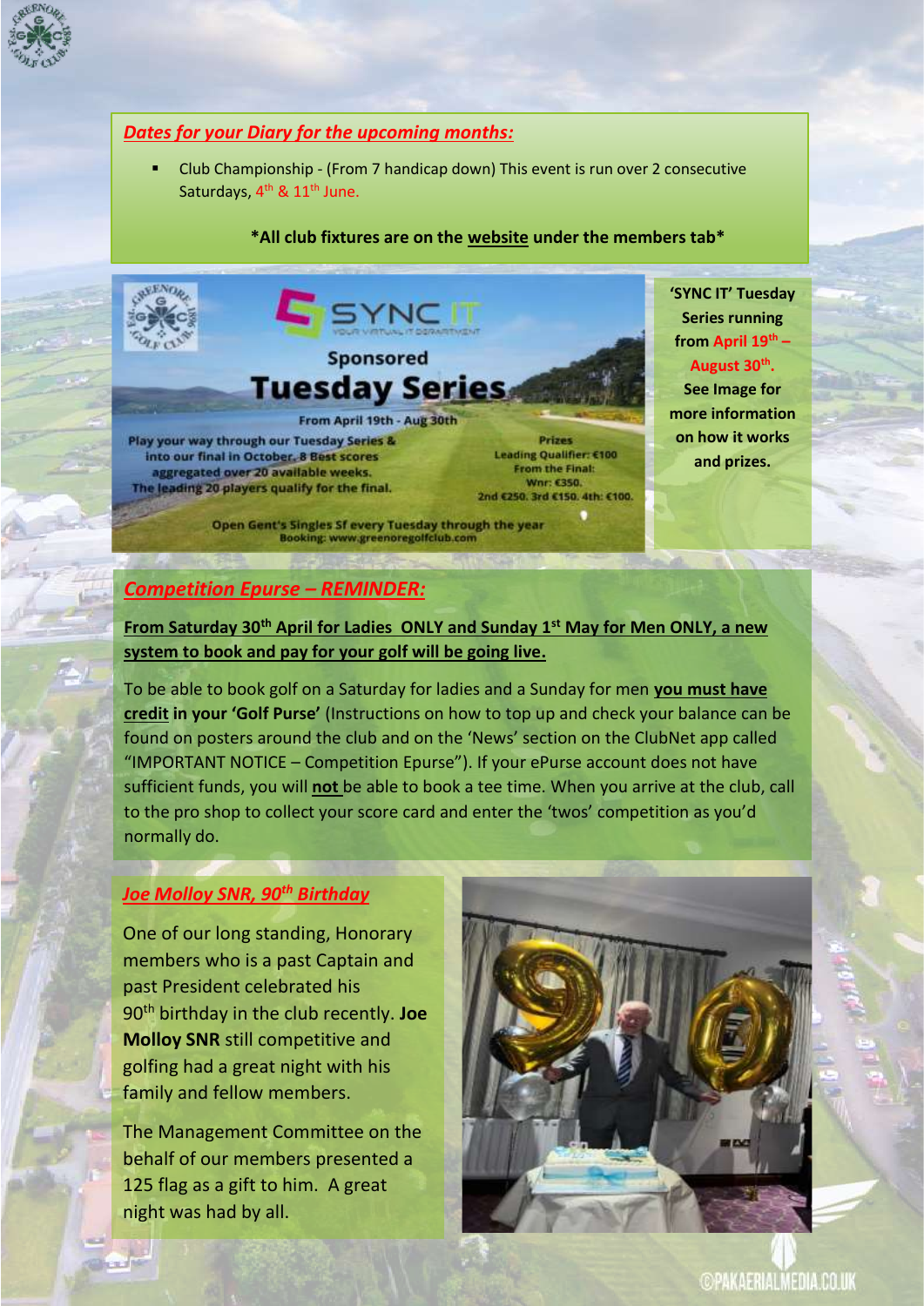## *Dates for your Diary for the upcoming months:*

- Club Championship - (From 7 handicap down) This event is run over 2 consecutive Saturdays, 4th & 11th June.

**\*All club fixtures are on the website under the members tab\***

SYNC IT YOUR VIRTUAL IT DEPARTMENT

Sponsored

**Tuesday Series**

From April 19th - Aug 30th

Play your way through our Tuesday Series & into our final in October. 8 Best scores aggregated over 20 available weeks. The leading 20 players qualify for the final.

Prizes
Leading Qualifier: €100
From the Final:
Wnr: €350.
2nd €250. 3rd €150. 4th: €100.

Open Gent's Singles Sf every Tuesday through the year
Booking: www.greenoregolfclub.com

**'SYNC IT' Tuesday Series running from April 19th – August 30th. See Image for more information on how it works and prizes.**

## *Competition Epurse – REMINDER:*

**From Saturday 30th April for Ladies ONLY and Sunday 1st May for Men ONLY, a new system to book and pay for your golf will be going live.**

To be able to book golf on a Saturday for ladies and a Sunday for men **you must have credit in your 'Golf Purse'** (Instructions on how to top up and check your balance can be found on posters around the club and on the 'News' section on the ClubNet app called "IMPORTANT NOTICE – Competition Epurse"). If your ePurse account does not have sufficient funds, you will **not** be able to book a tee time. When you arrive at the club, call to the pro shop to collect your score card and enter the 'twos' competition as you'd normally do.

## *Joe Molloy SNR, 90th Birthday*

One of our long standing, Honorary members who is a past Captain and past President celebrated his 90th birthday in the club recently. **Joe Molloy SNR** still competitive and golfing had a great night with his family and fellow members.

The Management Committee on the behalf of our members presented a 125 flag as a gift to him. A great night was had by all.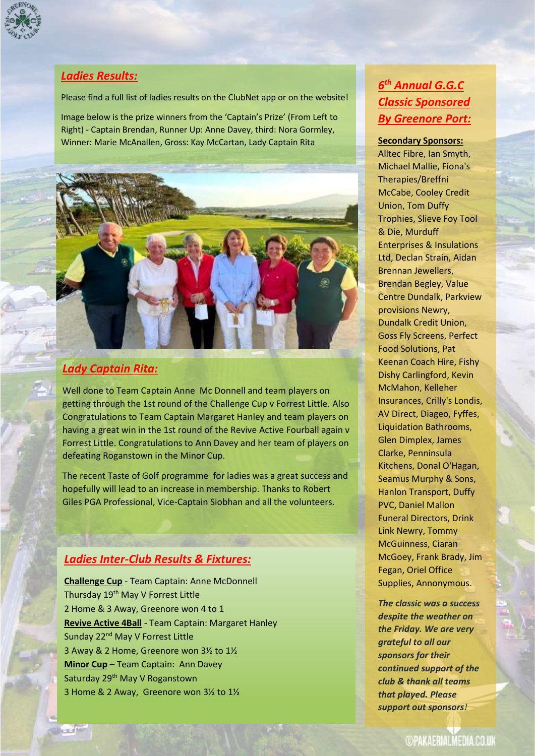## *Ladies Results:*

Please find a full list of ladies results on the ClubNet app or on the website!

Image below is the prize winners from the 'Captain's Prize' (From Left to Right) - Captain Brendan, Runner Up: Anne Davey, third: Nora Gormley, Winner: Marie McAnallen, Gross: Kay McCartan, Lady Captain Rita

## *Lady Captain Rita:*

Well done to Team Captain Anne Mc Donnell and team players on getting through the 1st round of the Challenge Cup v Forrest Little. Also Congratulations to Team Captain Margaret Hanley and team players on having a great win in the 1st round of the Revive Active Fourball again v Forrest Little. Congratulations to Ann Davey and her team of players on defeating Roganstown in the Minor Cup.

The recent Taste of Golf programme for ladies was a great success and hopefully will lead to an increase in membership. Thanks to Robert Giles PGA Professional, Vice-Captain Siobhan and all the volunteers.

## *Ladies Inter-Club Results & Fixtures:*

**Challenge Cup** - Team Captain: Anne McDonnell
Thursday 19th May V Forrest Little
2 Home & 3 Away, Greenore won 4 to 1

**Revive Active 4Ball** - Team Captain: Margaret Hanley
Sunday 22nd May V Forrest Little
3 Away & 2 Home, Greenore won 3½ to 1½

**Minor Cup** – Team Captain: Ann Davey
Saturday 29th May V Roganstown
3 Home & 2 Away, Greenore won 3½ to 1½

## *6th Annual G.G.C Classic Sponsored By Greenore Port:*

**Secondary Sponsors:**
Alltec Fibre, Ian Smyth, Michael Mallie, Fiona's Therapies/Breffni McCabe, Cooley Credit Union, Tom Duffy Trophies, Slieve Foy Tool & Die, Murduff Enterprises & Insulations Ltd, Declan Strain, Aidan Brennan Jewellers, Brendan Begley, Value Centre Dundalk, Parkview provisions Newry, Dundalk Credit Union, Goss Fly Screens, Perfect Food Solutions, Pat Keenan Coach Hire, Fishy Dishy Carlingford, Kevin McMahon, Kelleher Insurances, Crilly's Londis, AV Direct, Diageo, Fyffes, Liquidation Bathrooms, Glen Dimplex, James Clarke, Penninsula Kitchens, Donal O'Hagan, Seamus Murphy & Sons, Hanlon Transport, Duffy PVC, Daniel Mallon Funeral Directors, Drink Link Newry, Tommy McGuinness, Ciaran McGoey, Frank Brady, Jim Fegan, Oriel Office Supplies, Annonymous.

***The classic was a success despite the weather on the Friday. We are very grateful to all our sponsors for their continued support of the club & thank all teams that played. Please support out sponsors!***

©PAKAERIALMEDIA.CO.UK